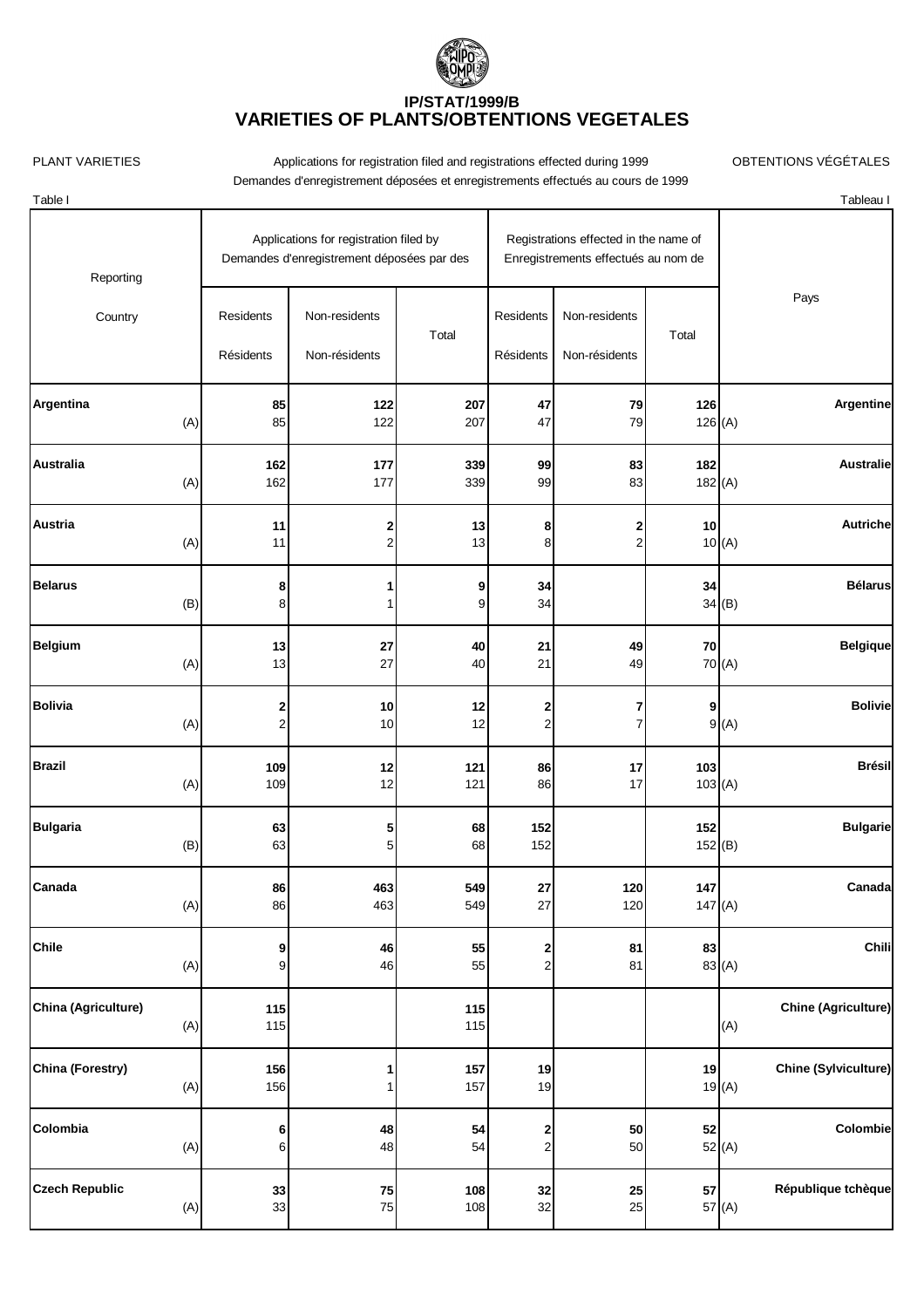# IP/STAT/1999/B
# VARIETIES OF PLANTS/OBTENTIONS VEGETALES

PLANT VARIETIES — Applications for registration filed and registrations effected during 1999 — OBTENTIONS VÉGÉTALES

Demandes d'enregistrement déposées et enregistrements effectués au cours de 1999

Table I — Tableau I

| Reporting Country | | Applications for registration filed by / Demandes d'enregistrement déposées par des | | | Registrations effected in the name of / Enregistrements effectués au nom de | | | | Pays |
|---|---|---|---|---|---|---|---|---|---|
| | | Residents / Résidents | Non-residents / Non-résidents | Total | Residents / Résidents | Non-residents / Non-résidents | Total | | |
| **Argentina** | | **85** | **122** | **207** | **47** | **79** | **126** | | **Argentine** |
| | (A) | 85 | 122 | 207 | 47 | 79 | 126 | (A) | |
| **Australia** | | **162** | **177** | **339** | **99** | **83** | **182** | | **Australie** |
| | (A) | 162 | 177 | 339 | 99 | 83 | 182 | (A) | |
| **Austria** | | **11** | **2** | **13** | **8** | **2** | **10** | | **Autriche** |
| | (A) | 11 | 2 | 13 | 8 | 2 | 10 | (A) | |
| **Belarus** | | **8** | **1** | **9** | **34** | | **34** | | **Bélarus** |
| | (B) | 8 | 1 | 9 | 34 | | 34 | (B) | |
| **Belgium** | | **13** | **27** | **40** | **21** | **49** | **70** | | **Belgique** |
| | (A) | 13 | 27 | 40 | 21 | 49 | 70 | (A) | |
| **Bolivia** | | **2** | **10** | **12** | **2** | **7** | **9** | | **Bolivie** |
| | (A) | 2 | 10 | 12 | 2 | 7 | 9 | (A) | |
| **Brazil** | | **109** | **12** | **121** | **86** | **17** | **103** | | **Brésil** |
| | (A) | 109 | 12 | 121 | 86 | 17 | 103 | (A) | |
| **Bulgaria** | | **63** | **5** | **68** | **152** | | **152** | | **Bulgarie** |
| | (B) | 63 | 5 | 68 | 152 | | 152 | (B) | |
| **Canada** | | **86** | **463** | **549** | **27** | **120** | **147** | | **Canada** |
| | (A) | 86 | 463 | 549 | 27 | 120 | 147 | (A) | |
| **Chile** | | **9** | **46** | **55** | **2** | **81** | **83** | | **Chili** |
| | (A) | 9 | 46 | 55 | 2 | 81 | 83 | (A) | |
| **China (Agriculture)** | | **115** | | **115** | | | | | **Chine (Agriculture)** |
| | (A) | 115 | | 115 | | | | (A) | |
| **China (Forestry)** | | **156** | **1** | **157** | **19** | | **19** | | **Chine (Sylviculture)** |
| | (A) | 156 | 1 | 157 | 19 | | 19 | (A) | |
| **Colombia** | | **6** | **48** | **54** | **2** | **50** | **52** | | **Colombie** |
| | (A) | 6 | 48 | 54 | 2 | 50 | 52 | (A) | |
| **Czech Republic** | | **33** | **75** | **108** | **32** | **25** | **57** | | **République tchèque** |
| | (A) | 33 | 75 | 108 | 32 | 25 | 57 | (A) | |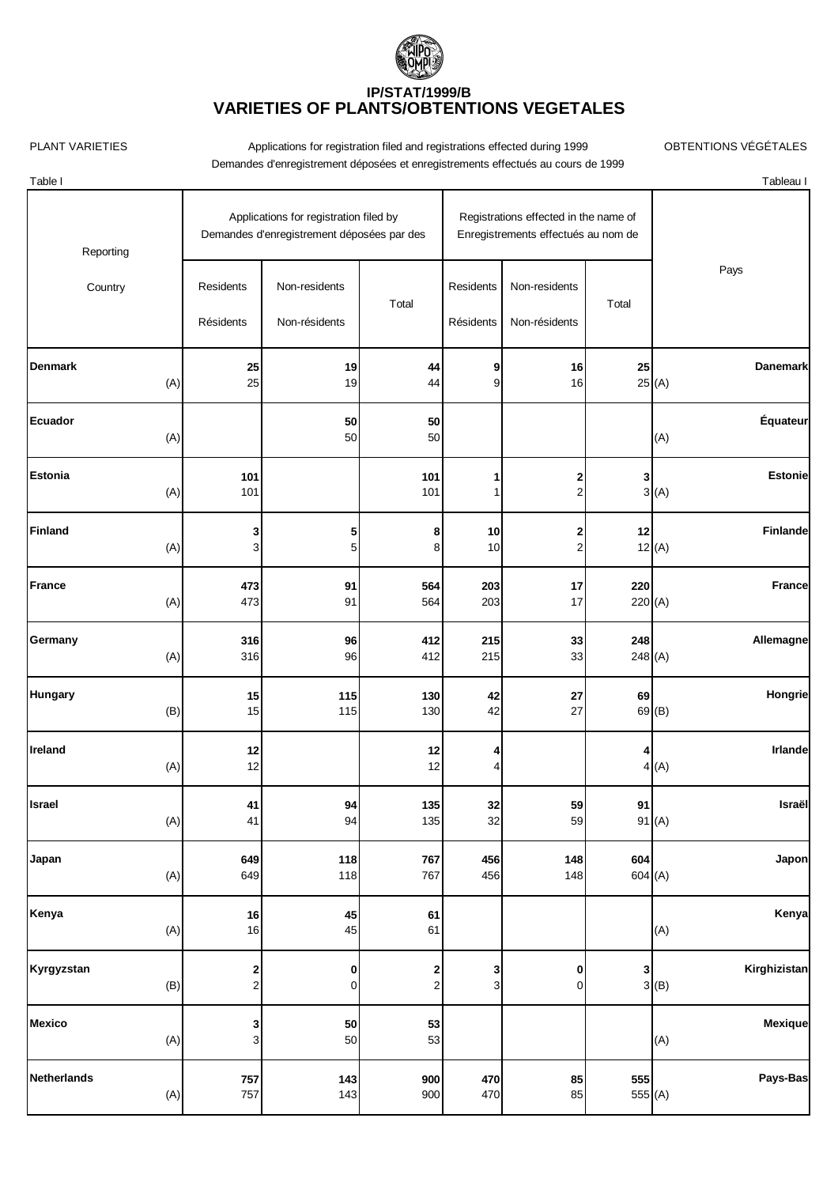# IP/STAT/1999/B
# VARIETIES OF PLANTS/OBTENTIONS VEGETALES

PLANT VARIETIES — Applications for registration filed and registrations effected during 1999 — OBTENTIONS VÉGÉTALES

Demandes d'enregistrement déposées et enregistrements effectués au cours de 1999

Table I — Tableau I

| Reporting Country | | Applications for registration filed by / Demandes d'enregistrement déposées par des | | | Registrations effected in the name of / Enregistrements effectués au nom de | | | Pays | |
|---|---|---|---|---|---|---|---|---|---|
| | | Residents / Résidents | Non-residents / Non-résidents | Total | Residents / Résidents | Non-residents / Non-résidents | Total | | |
| **Denmark** | | **25** | **19** | **44** | **9** | **16** | **25** | | **Danemark** |
| | (A) | 25 | 19 | 44 | 9 | 16 | 25 | (A) | |
| **Ecuador** | | | **50** | **50** | | | | | **Équateur** |
| | (A) | | 50 | 50 | | | | (A) | |
| **Estonia** | | **101** | | **101** | **1** | **2** | **3** | | **Estonie** |
| | (A) | 101 | | 101 | 1 | 2 | 3 | (A) | |
| **Finland** | | **3** | **5** | **8** | **10** | **2** | **12** | | **Finlande** |
| | (A) | 3 | 5 | 8 | 10 | 2 | 12 | (A) | |
| **France** | | **473** | **91** | **564** | **203** | **17** | **220** | | **France** |
| | (A) | 473 | 91 | 564 | 203 | 17 | 220 | (A) | |
| **Germany** | | **316** | **96** | **412** | **215** | **33** | **248** | | **Allemagne** |
| | (A) | 316 | 96 | 412 | 215 | 33 | 248 | (A) | |
| **Hungary** | | **15** | **115** | **130** | **42** | **27** | **69** | | **Hongrie** |
| | (B) | 15 | 115 | 130 | 42 | 27 | 69 | (B) | |
| **Ireland** | | **12** | | **12** | **4** | | **4** | | **Irlande** |
| | (A) | 12 | | 12 | 4 | | 4 | (A) | |
| **Israel** | | **41** | **94** | **135** | **32** | **59** | **91** | | **Israël** |
| | (A) | 41 | 94 | 135 | 32 | 59 | 91 | (A) | |
| **Japan** | | **649** | **118** | **767** | **456** | **148** | **604** | | **Japon** |
| | (A) | 649 | 118 | 767 | 456 | 148 | 604 | (A) | |
| **Kenya** | | **16** | **45** | **61** | | | | | **Kenya** |
| | (A) | 16 | 45 | 61 | | | | (A) | |
| **Kyrgyzstan** | | **2** | **0** | **2** | **3** | **0** | **3** | | **Kirghizistan** |
| | (B) | 2 | 0 | 2 | 3 | 0 | 3 | (B) | |
| **Mexico** | | **3** | **50** | **53** | | | | | **Mexique** |
| | (A) | 3 | 50 | 53 | | | | (A) | |
| **Netherlands** | | **757** | **143** | **900** | **470** | **85** | **555** | | **Pays-Bas** |
| | (A) | 757 | 143 | 900 | 470 | 85 | 555 | (A) | |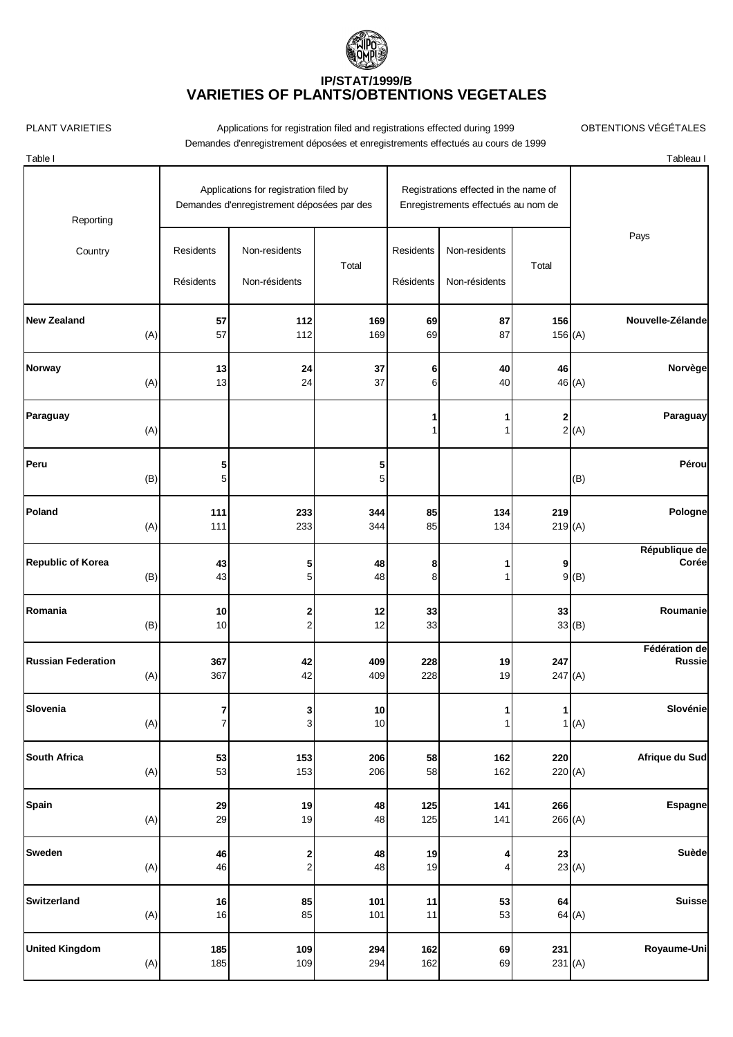# IP/STAT/1999/B
# VARIETIES OF PLANTS/OBTENTIONS VEGETALES

PLANT VARIETIES — Applications for registration filed and registrations effected during 1999 — OBTENTIONS VÉGÉTALES

Demandes d'enregistrement déposées et enregistrements effectués au cours de 1999

Table I — Tableau I

| Reporting Country | | Applications for registration filed by / Demandes d'enregistrement déposées par des | | | Registrations effected in the name of / Enregistrements effectués au nom de | | | Pays |
|---|---|---|---|---|---|---|---|---|
| | | Residents / Résidents | Non-residents / Non-résidents | Total | Residents / Résidents | Non-residents / Non-résidents | Total | |
| **New Zealand** | | **57** | **112** | **169** | **69** | **87** | **156** | **Nouvelle-Zélande** |
| | (A) | 57 | 112 | 169 | 69 | 87 | 156 | (A) |
| **Norway** | | **13** | **24** | **37** | **6** | **40** | **46** | **Norvège** |
| | (A) | 13 | 24 | 37 | 6 | 40 | 46 | (A) |
| **Paraguay** | | | | | **1** | **1** | **2** | **Paraguay** |
| | (A) | | | | 1 | 1 | 2 | (A) |
| **Peru** | | **5** | | **5** | | | | **Pérou** |
| | (B) | 5 | | 5 | | | | (B) |
| **Poland** | | **111** | **233** | **344** | **85** | **134** | **219** | **Pologne** |
| | (A) | 111 | 233 | 344 | 85 | 134 | 219 | (A) |
| **Republic of Korea** | | **43** | **5** | **48** | **8** | **1** | **9** | **République de Corée** |
| | (B) | 43 | 5 | 48 | 8 | 1 | 9 | (B) |
| **Romania** | | **10** | **2** | **12** | **33** | | **33** | **Roumanie** |
| | (B) | 10 | 2 | 12 | 33 | | 33 | (B) |
| **Russian Federation** | | **367** | **42** | **409** | **228** | **19** | **247** | **Fédération de Russie** |
| | (A) | 367 | 42 | 409 | 228 | 19 | 247 | (A) |
| **Slovenia** | | **7** | **3** | **10** | | **1** | **1** | **Slovénie** |
| | (A) | 7 | 3 | 10 | | 1 | 1 | (A) |
| **South Africa** | | **53** | **153** | **206** | **58** | **162** | **220** | **Afrique du Sud** |
| | (A) | 53 | 153 | 206 | 58 | 162 | 220 | (A) |
| **Spain** | | **29** | **19** | **48** | **125** | **141** | **266** | **Espagne** |
| | (A) | 29 | 19 | 48 | 125 | 141 | 266 | (A) |
| **Sweden** | | **46** | **2** | **48** | **19** | **4** | **23** | **Suède** |
| | (A) | 46 | 2 | 48 | 19 | 4 | 23 | (A) |
| **Switzerland** | | **16** | **85** | **101** | **11** | **53** | **64** | **Suisse** |
| | (A) | 16 | 85 | 101 | 11 | 53 | 64 | (A) |
| **United Kingdom** | | **185** | **109** | **294** | **162** | **69** | **231** | **Royaume-Uni** |
| | (A) | 185 | 109 | 294 | 162 | 69 | 231 | (A) |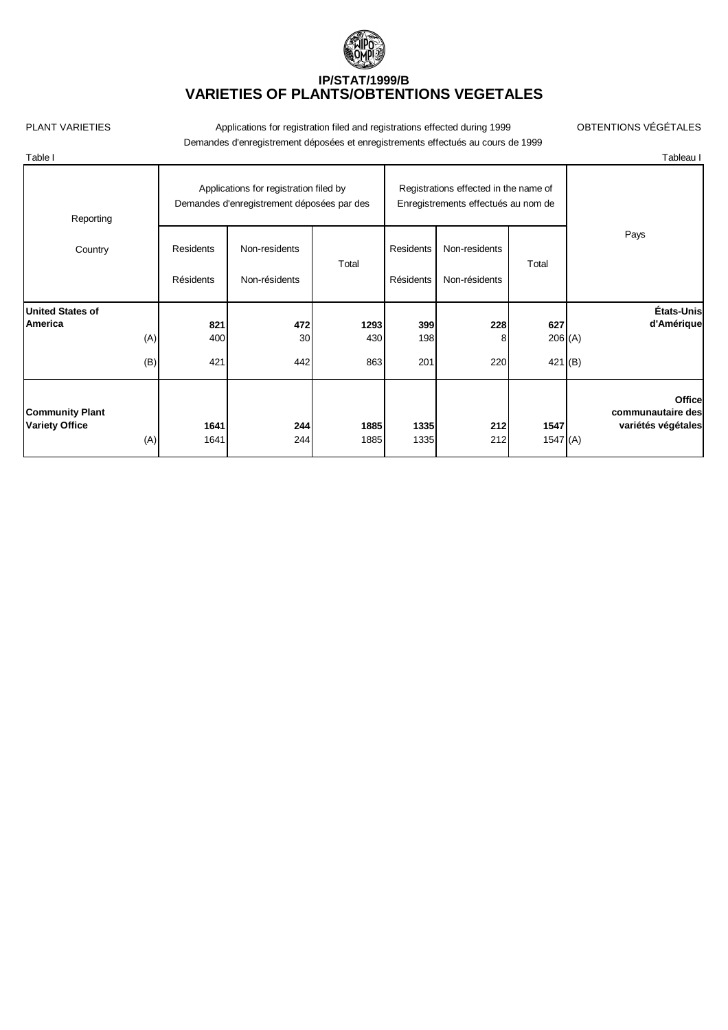# IP/STAT/1999/B
# VARIETIES OF PLANTS/OBTENTIONS VEGETALES

PLANT VARIETIES — Applications for registration filed and registrations effected during 1999 — OBTENTIONS VÉGÉTALES

Demandes d'enregistrement déposées et enregistrements effectués au cours de 1999

Table I — Tableau I

| Reporting Country | | Applications for registration filed by / Demandes d'enregistrement déposées par des | | | Registrations effected in the name of / Enregistrements effectués au nom de | | | Pays |
|---|---|---|---|---|---|---|---|---|
| | | Residents / Résidents | Non-residents / Non-résidents | Total | Residents / Résidents | Non-residents / Non-résidents | Total | |
| **United States of America** | | **821** | **472** | **1293** | **399** | **228** | **627** | **États-Unis d'Amérique** |
| | (A) | 400 | 30 | 430 | 198 | 8 | 206 | (A) |
| | (B) | 421 | 442 | 863 | 201 | 220 | 421 | (B) |
| **Community Plant Variety Office** | | **1641** | **244** | **1885** | **1335** | **212** | **1547** | **Office communautaire des variétés végétales** |
| | (A) | 1641 | 244 | 1885 | 1335 | 212 | 1547 | (A) |